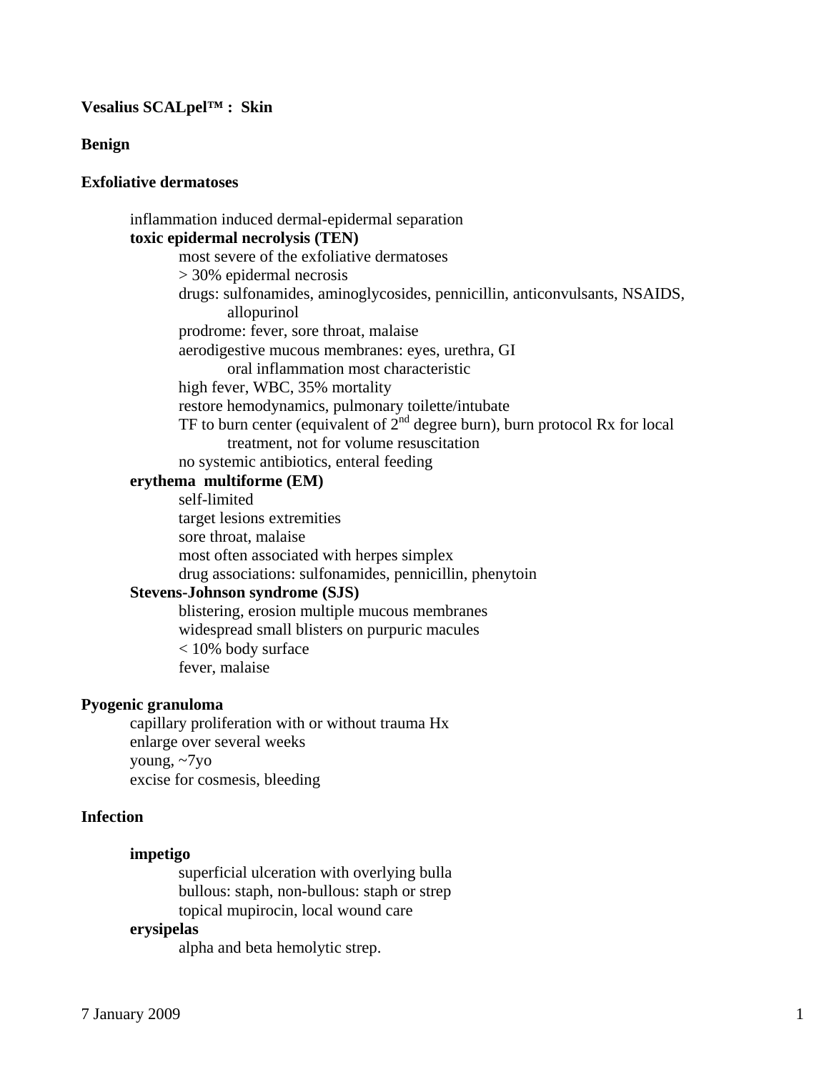**Vesalius SCALpel™ : Skin**

**Benign**

**Exfoliative dermatoses**

- inflammation induced dermal-epidermal separation
- **toxic epidermal necrolysis (TEN)**
  - most severe of the exfoliative dermatoses
  - > 30% epidermal necrosis
  - drugs: sulfonamides, aminoglycosides, penicillin, anticonvulsants, NSAIDS, allopurinol
  - prodrome: fever, sore throat, malaise
  - aerodigestive mucous membranes: eyes, urethra, GI
    - oral inflammation most characteristic
  - high fever, WBC, 35% mortality
  - restore hemodynamics, pulmonary toilette/intubate
  - TF to burn center (equivalent of 2nd degree burn), burn protocol Rx for local treatment, not for volume resuscitation
  - no systemic antibiotics, enteral feeding
- **erythema multiforme (EM)**
  - self-limited
  - target lesions extremities
  - sore throat, malaise
  - most often associated with herpes simplex
  - drug associations: sulfonamides, penicillin, phenytoin
- **Stevens-Johnson syndrome (SJS)**
  - blistering, erosion multiple mucous membranes
  - widespread small blisters on purpuric macules
  - < 10% body surface
  - fever, malaise

**Pyogenic granuloma**

- capillary proliferation with or without trauma Hx
- enlarge over several weeks
- young, ~7yo
- excise for cosmesis, bleeding

**Infection**

- **impetigo**
  - superficial ulceration with overlying bulla
  - bullous: staph, non-bullous: staph or strep
  - topical mupirocin, local wound care
- **erysipelas**
  - alpha and beta hemolytic strep.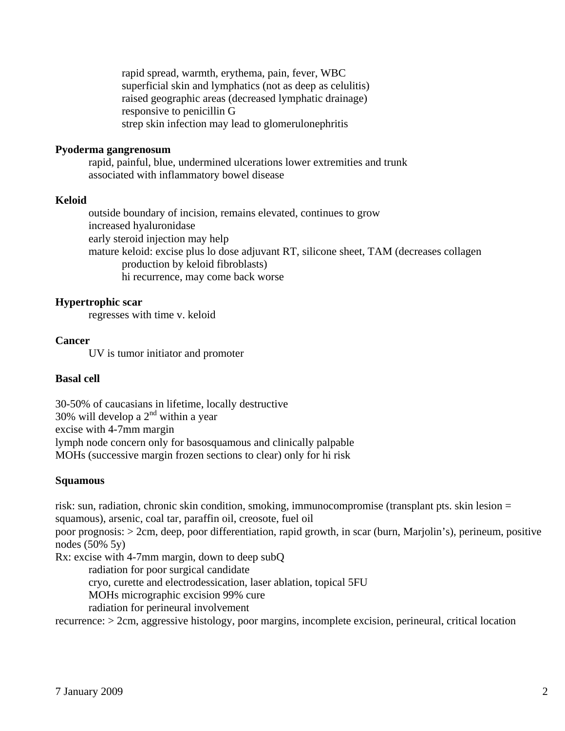rapid spread, warmth, erythema, pain, fever, WBC
superficial skin and lymphatics (not as deep as celulitis)
raised geographic areas (decreased lymphatic drainage)
responsive to penicillin G
strep skin infection may lead to glomerulonephritis

**Pyoderma gangrenosum**

rapid, painful, blue, undermined ulcerations lower extremities and trunk
associated with inflammatory bowel disease

**Keloid**

outside boundary of incision, remains elevated, continues to grow
increased hyaluronidase
early steroid injection may help
mature keloid: excise plus lo dose adjuvant RT, silicone sheet, TAM (decreases collagen production by keloid fibroblasts)
hi recurrence, may come back worse

**Hypertrophic scar**

regresses with time v. keloid

**Cancer**

UV is tumor initiator and promoter

**Basal cell**

30-50% of caucasians in lifetime, locally destructive
30% will develop a 2nd within a year
excise with 4-7mm margin
lymph node concern only for basosquamous and clinically palpable
MOHs (successive margin frozen sections to clear) only for hi risk

**Squamous**

risk: sun, radiation, chronic skin condition, smoking, immunocompromise (transplant pts. skin lesion = squamous), arsenic, coal tar, paraffin oil, creosote, fuel oil
poor prognosis: > 2cm, deep, poor differentiation, rapid growth, in scar (burn, Marjolin's), perineum, positive nodes (50% 5y)
Rx: excise with 4-7mm margin, down to deep subQ
radiation for poor surgical candidate
cryo, curette and electrodessication, laser ablation, topical 5FU
MOHs micrographic excision 99% cure
radiation for perineural involvement
recurrence: > 2cm, aggressive histology, poor margins, incomplete excision, perineural, critical location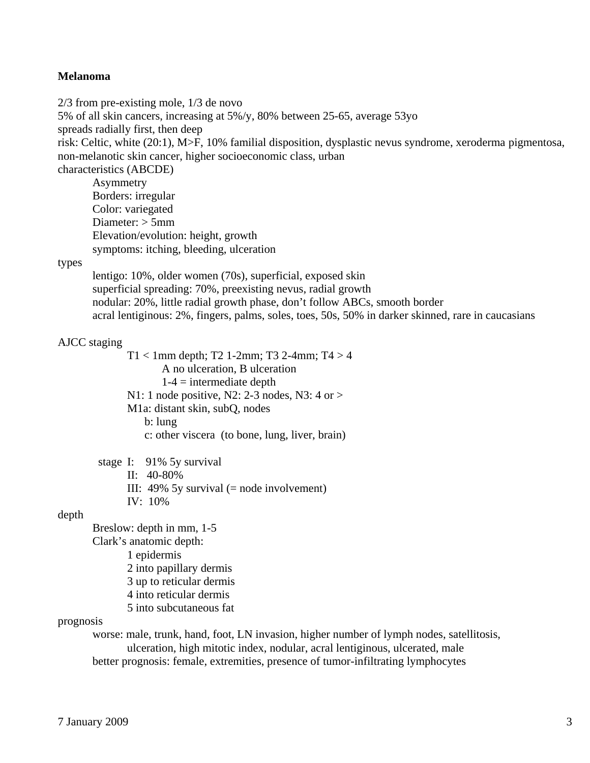**Melanoma**

2/3 from pre-existing mole, 1/3 de novo
5% of all skin cancers, increasing at 5%/y, 80% between 25-65, average 53yo
spreads radially first, then deep
risk: Celtic, white (20:1), M>F, 10% familial disposition, dysplastic nevus syndrome, xeroderma pigmentosa, non-melanotic skin cancer, higher socioeconomic class, urban
characteristics (ABCDE)

- Asymmetry
- Borders: irregular
- Color: variegated
- Diameter: > 5mm
- Elevation/evolution: height, growth
- symptoms: itching, bleeding, ulceration

types

- lentigo: 10%, older women (70s), superficial, exposed skin
- superficial spreading: 70%, preexisting nevus, radial growth
- nodular: 20%, little radial growth phase, don't follow ABCs, smooth border
- acral lentiginous: 2%, fingers, palms, soles, toes, 50s, 50% in darker skinned, rare in caucasians

AJCC staging

- T1 < 1mm depth; T2 1-2mm; T3 2-4mm; T4 > 4
  - A no ulceration, B ulceration
  - 1-4 = intermediate depth
- N1: 1 node positive, N2: 2-3 nodes, N3: 4 or >
- M1a: distant skin, subQ, nodes
  - b: lung
  - c: other viscera (to bone, lung, liver, brain)

stage

- I: 91% 5y survival
- II: 40-80%
- III: 49% 5y survival (= node involvement)
- IV: 10%

depth

- Breslow: depth in mm, 1-5
- Clark's anatomic depth:
  1. epidermis
  2. into papillary dermis
  3. up to reticular dermis
  4. into reticular dermis
  5. into subcutaneous fat

prognosis

- worse: male, trunk, hand, foot, LN invasion, higher number of lymph nodes, satellitosis, ulceration, high mitotic index, nodular, acral lentiginous, ulcerated, male
- better prognosis: female, extremities, presence of tumor-infiltrating lymphocytes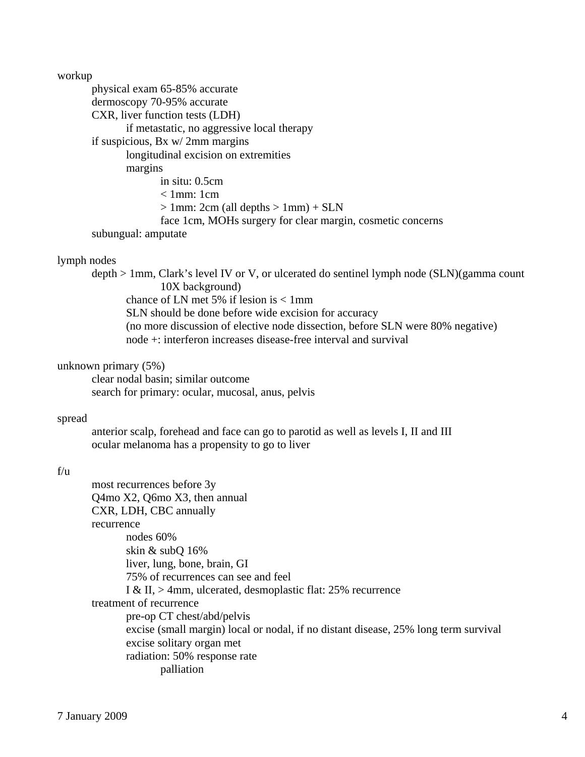workup

- physical exam 65-85% accurate
- dermoscopy 70-95% accurate
- CXR, liver function tests (LDH)
  - if metastatic, no aggressive local therapy
- if suspicious, Bx w/ 2mm margins
  - longitudinal excision on extremities
  - margins
    - in situ: 0.5cm
    - < 1mm: 1cm
    - > 1mm: 2cm (all depths > 1mm) + SLN
    - face 1cm, MOHs surgery for clear margin, cosmetic concerns
- subungual: amputate

lymph nodes

- depth > 1mm, Clark's level IV or V, or ulcerated do sentinel lymph node (SLN)(gamma count 10X background)
  - chance of LN met 5% if lesion is < 1mm
  - SLN should be done before wide excision for accuracy
  - (no more discussion of elective node dissection, before SLN were 80% negative)
  - node +: interferon increases disease-free interval and survival

unknown primary (5%)

- clear nodal basin; similar outcome
- search for primary: ocular, mucosal, anus, pelvis

spread

- anterior scalp, forehead and face can go to parotid as well as levels I, II and III
- ocular melanoma has a propensity to go to liver

f/u

- most recurrences before 3y
- Q4mo X2, Q6mo X3, then annual
- CXR, LDH, CBC annually
- recurrence
  - nodes 60%
  - skin & subQ 16%
  - liver, lung, bone, brain, GI
  - 75% of recurrences can see and feel
  - I & II, > 4mm, ulcerated, desmoplastic flat: 25% recurrence
- treatment of recurrence
  - pre-op CT chest/abd/pelvis
  - excise (small margin) local or nodal, if no distant disease, 25% long term survival
  - excise solitary organ met
  - radiation: 50% response rate
    - palliation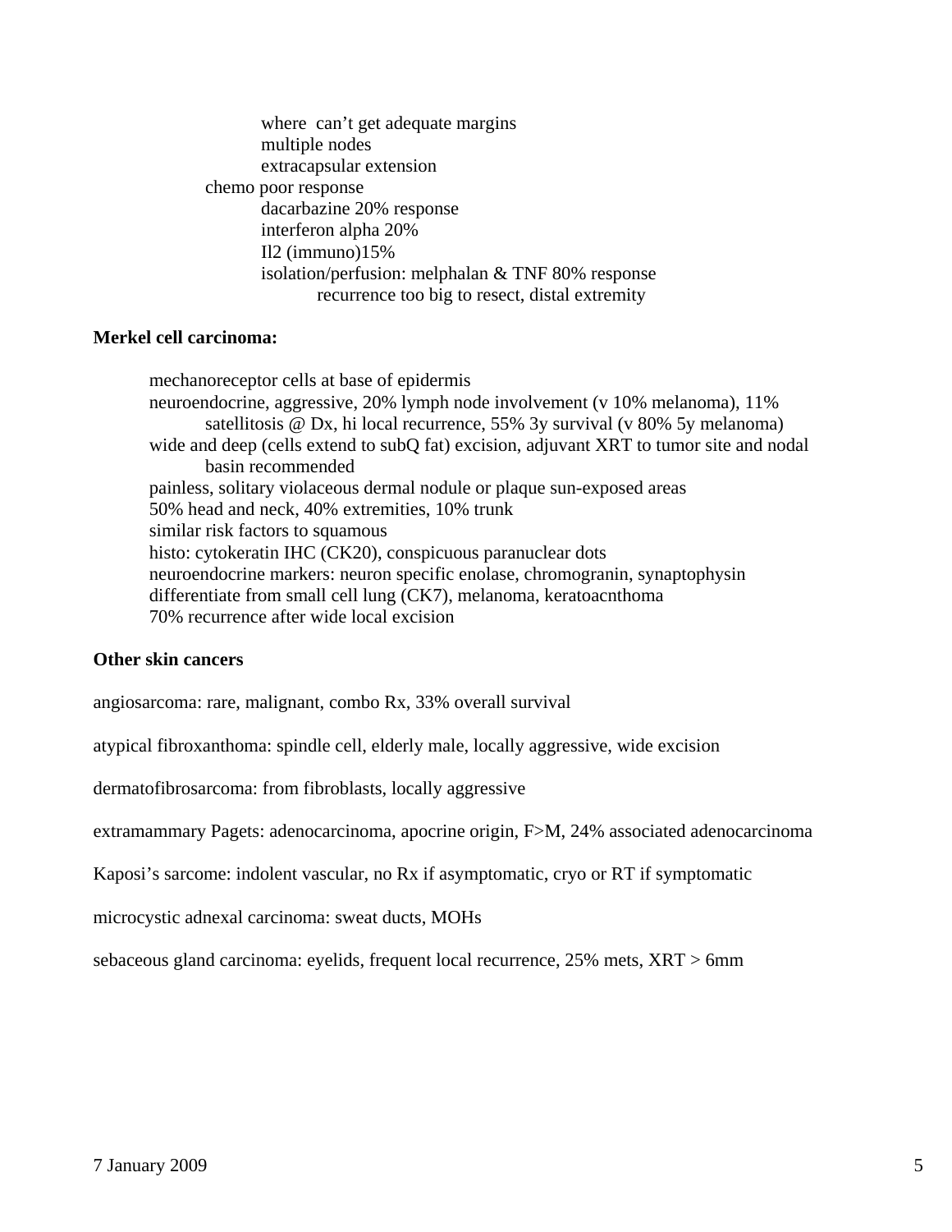- where can't get adequate margins
- multiple nodes
- extracapsular extension

chemo poor response

- dacarbazine 20% response
- interferon alpha 20%
- Il2 (immuno)15%
- isolation/perfusion: melphalan & TNF 80% response
  - recurrence too big to resect, distal extremity

**Merkel cell carcinoma:**

mechanoreceptor cells at base of epidermis

neuroendocrine, aggressive, 20% lymph node involvement (v 10% melanoma), 11% satellitosis @ Dx, hi local recurrence, 55% 3y survival (v 80% 5y melanoma)

wide and deep (cells extend to subQ fat) excision, adjuvant XRT to tumor site and nodal basin recommended

painless, solitary violaceous dermal nodule or plaque sun-exposed areas

50% head and neck, 40% extremities, 10% trunk

similar risk factors to squamous

histo: cytokeratin IHC (CK20), conspicuous paranuclear dots

neuroendocrine markers: neuron specific enolase, chromogranin, synaptophysin

differentiate from small cell lung (CK7), melanoma, keratoacnthoma

70% recurrence after wide local excision

**Other skin cancers**

angiosarcoma: rare, malignant, combo Rx, 33% overall survival

atypical fibroxanthoma: spindle cell, elderly male, locally aggressive, wide excision

dermatofibrosarcoma: from fibroblasts, locally aggressive

extramammary Pagets: adenocarcinoma, apocrine origin, F>M, 24% associated adenocarcinoma

Kaposi's sarcome: indolent vascular, no Rx if asymptomatic, cryo or RT if symptomatic

microcystic adnexal carcinoma: sweat ducts, MOHs

sebaceous gland carcinoma: eyelids, frequent local recurrence, 25% mets, XRT > 6mm